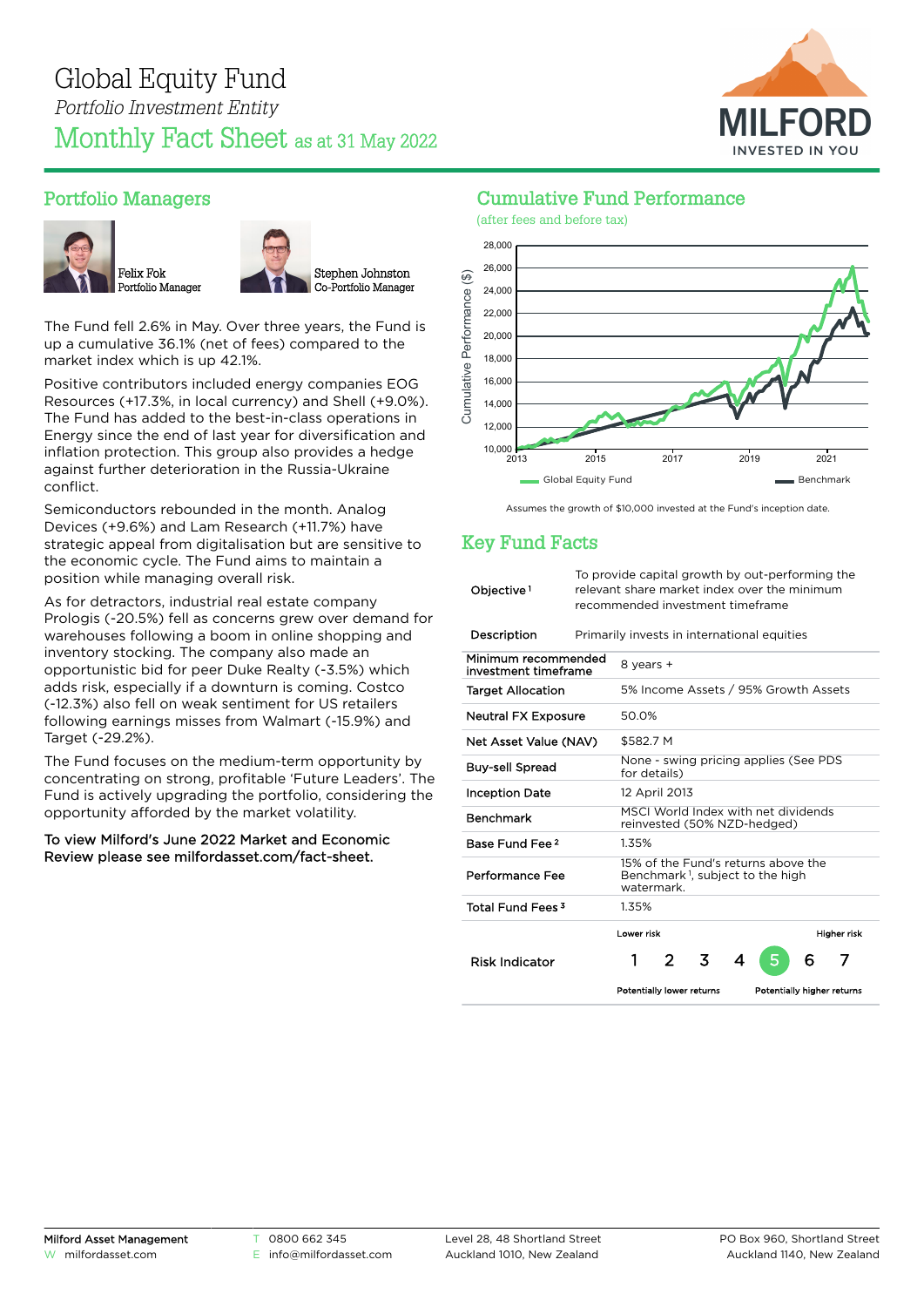# Global Equity Fund

*Portfolio Investment Entity*

## Monthly Fact Sheet as at 31 May 2022

MILFORD
INVESTED IN YOU

## Portfolio Managers

Felix Fok
Portfolio Manager

Stephen Johnston
Co-Portfolio Manager

The Fund fell 2.6% in May. Over three years, the Fund is up a cumulative 36.1% (net of fees) compared to the market index which is up 42.1%.

Positive contributors included energy companies EOG Resources (+17.3%, in local currency) and Shell (+9.0%). The Fund has added to the best-in-class operations in Energy since the end of last year for diversification and inflation protection. This group also provides a hedge against further deterioration in the Russia-Ukraine conflict.

Semiconductors rebounded in the month. Analog Devices (+9.6%) and Lam Research (+11.7%) have strategic appeal from digitalisation but are sensitive to the economic cycle. The Fund aims to maintain a position while managing overall risk.

As for detractors, industrial real estate company Prologis (-20.5%) fell as concerns grew over demand for warehouses following a boom in online shopping and inventory stocking. The company also made an opportunistic bid for peer Duke Realty (-3.5%) which adds risk, especially if a downturn is coming. Costco (-12.3%) also fell on weak sentiment for US retailers following earnings misses from Walmart (-15.9%) and Target (-29.2%).

The Fund focuses on the medium-term opportunity by concentrating on strong, profitable 'Future Leaders'. The Fund is actively upgrading the portfolio, considering the opportunity afforded by the market volatility.

**To view Milford's June 2022 Market and Economic Review please see milfordasset.com/fact-sheet.**

## Cumulative Fund Performance

(after fees and before tax)

Cumulative Performance ($): 10,000 – 28,000; years 2013, 2015, 2017, 2019, 2021

Global Equity Fund — Benchmark

Assumes the growth of $10,000 invested at the Fund's inception date.

## Key Fund Facts

| | |
|---|---|
| Objective[1] | To provide capital growth by out-performing the relevant share market index over the minimum recommended investment timeframe |
| Description | Primarily invests in international equities |
| Minimum recommended investment timeframe | 8 years + |
| Target Allocation | 5% Income Assets / 95% Growth Assets |
| Neutral FX Exposure | 50.0% |
| Net Asset Value (NAV) | $582.7 M |
| Buy-sell Spread | None - swing pricing applies (See PDS for details) |
| Inception Date | 12 April 2013 |
| Benchmark | MSCI World Index with net dividends reinvested (50% NZD-hedged) |
| Base Fund Fee[2] | 1.35% |
| Performance Fee | 15% of the Fund's returns above the Benchmark[1], subject to the high watermark. |
| Total Fund Fees[3] | 1.35% |
| Risk Indicator | Lower risk / Potentially lower returns 1 2 3 4 **5** 6 7 Higher risk / Potentially higher returns |

Milford Asset Management
W milfordasset.com
T 0800 662 345
E info@milfordasset.com
Level 28, 48 Shortland Street
Auckland 1010, New Zealand
PO Box 960, Shortland Street
Auckland 1140, New Zealand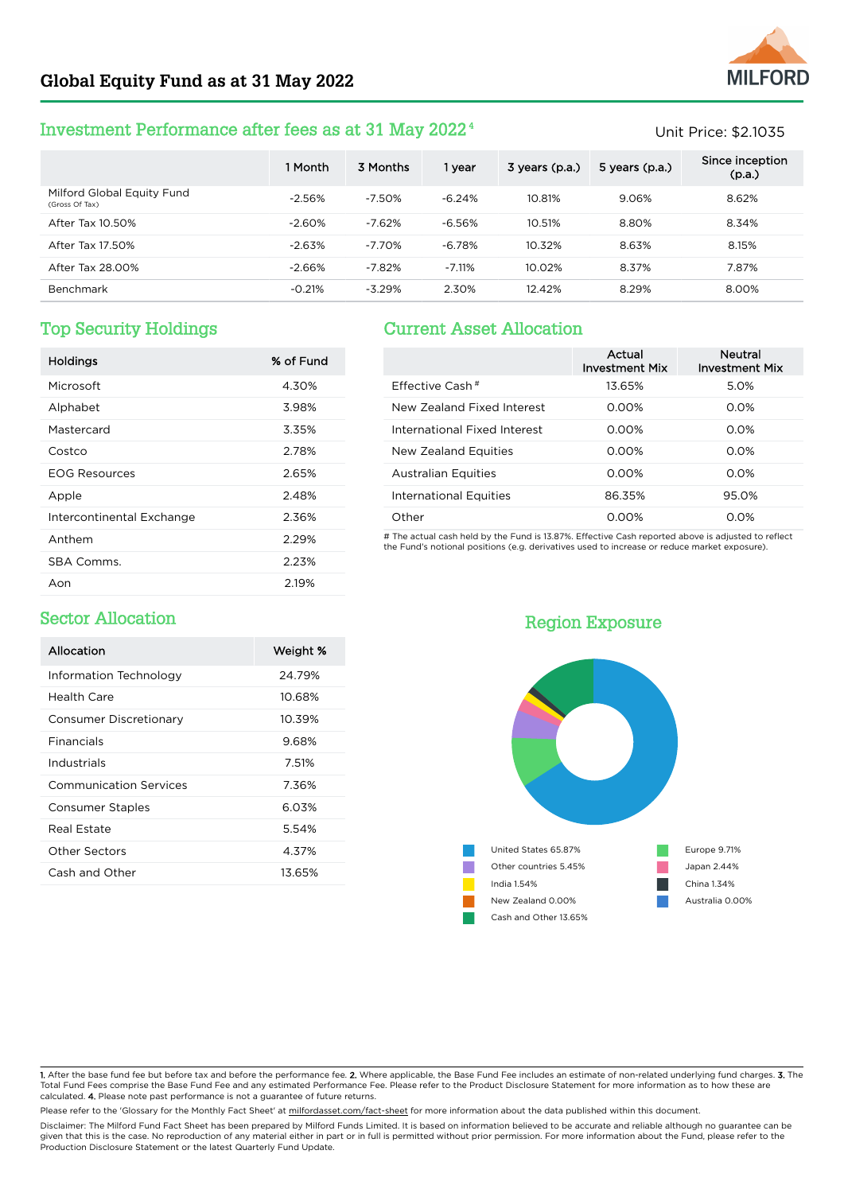# Global Equity Fund as at 31 May 2022

MILFORD

## Investment Performance after fees as at 31 May 2022[4]

Unit Price: $2.1035

| | 1 Month | 3 Months | 1 year | 3 years (p.a.) | 5 years (p.a.) | Since inception (p.a.) |
|---|---|---|---|---|---|---|
| Milford Global Equity Fund (Gross Of Tax) | -2.56% | -7.50% | -6.24% | 10.81% | 9.06% | 8.62% |
| After Tax 10.50% | -2.60% | -7.62% | -6.56% | 10.51% | 8.80% | 8.34% |
| After Tax 17.50% | -2.63% | -7.70% | -6.78% | 10.32% | 8.63% | 8.15% |
| After Tax 28.00% | -2.66% | -7.82% | -7.11% | 10.02% | 8.37% | 7.87% |
| Benchmark | -0.21% | -3.29% | 2.30% | 12.42% | 8.29% | 8.00% |

## Top Security Holdings

| Holdings | % of Fund |
|---|---|
| Microsoft | 4.30% |
| Alphabet | 3.98% |
| Mastercard | 3.35% |
| Costco | 2.78% |
| EOG Resources | 2.65% |
| Apple | 2.48% |
| Intercontinental Exchange | 2.36% |
| Anthem | 2.29% |
| SBA Comms. | 2.23% |
| Aon | 2.19% |

## Current Asset Allocation

| | Actual Investment Mix | Neutral Investment Mix |
|---|---|---|
| Effective Cash # | 13.65% | 5.0% |
| New Zealand Fixed Interest | 0.00% | 0.0% |
| International Fixed Interest | 0.00% | 0.0% |
| New Zealand Equities | 0.00% | 0.0% |
| Australian Equities | 0.00% | 0.0% |
| International Equities | 86.35% | 95.0% |
| Other | 0.00% | 0.0% |

# The actual cash held by the Fund is 13.87%. Effective Cash reported above is adjusted to reflect the Fund's notional positions (e.g. derivatives used to increase or reduce market exposure).

## Sector Allocation

| Allocation | Weight % |
|---|---|
| Information Technology | 24.79% |
| Health Care | 10.68% |
| Consumer Discretionary | 10.39% |
| Financials | 9.68% |
| Industrials | 7.51% |
| Communication Services | 7.36% |
| Consumer Staples | 6.03% |
| Real Estate | 5.54% |
| Other Sectors | 4.37% |
| Cash and Other | 13.65% |

## Region Exposure

United States 65.87%
Europe 9.71%
Other countries 5.45%
Japan 2.44%
India 1.54%
China 1.34%
New Zealand 0.00%
Australia 0.00%
Cash and Other 13.65%

1. After the base fund fee but before tax and before the performance fee. 2. Where applicable, the Base Fund Fee includes an estimate of non-related underlying fund charges. 3. The Total Fund Fees comprise the Base Fund Fee and any estimated Performance Fee. Please refer to the Product Disclosure Statement for more information as to how these are calculated. 4. Please note past performance is not a guarantee of future returns.

Please refer to the 'Glossary for the Monthly Fact Sheet' at milfordasset.com/fact-sheet for more information about the data published within this document.

Disclaimer: The Milford Fund Fact Sheet has been prepared by Milford Funds Limited. It is based on information believed to be accurate and reliable although no guarantee can be given that this is the case. No reproduction of any material either in part or in full is permitted without prior permission. For more information about the Fund, please refer to the Production Disclosure Statement or the latest Quarterly Fund Update.